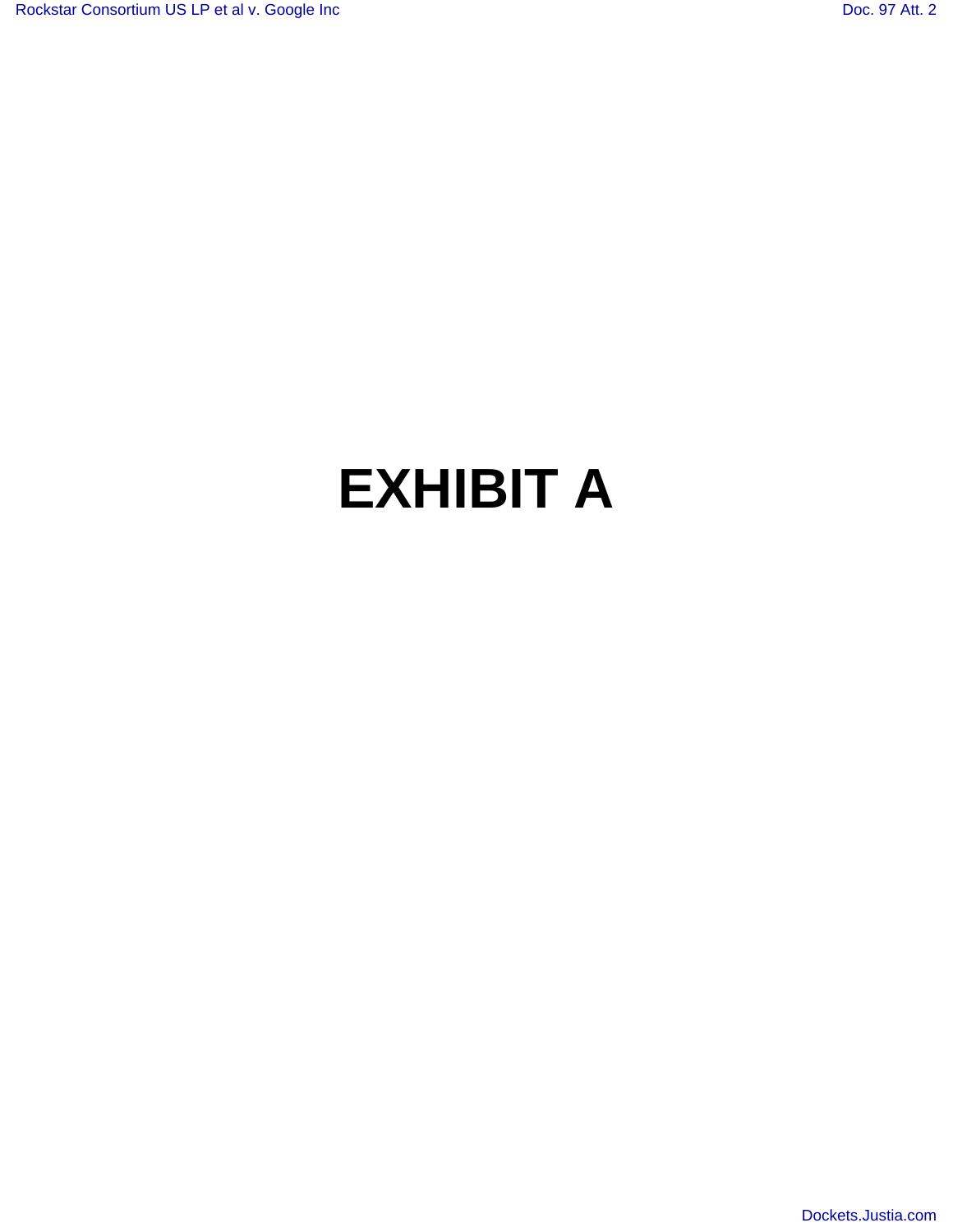# EXHIBIT A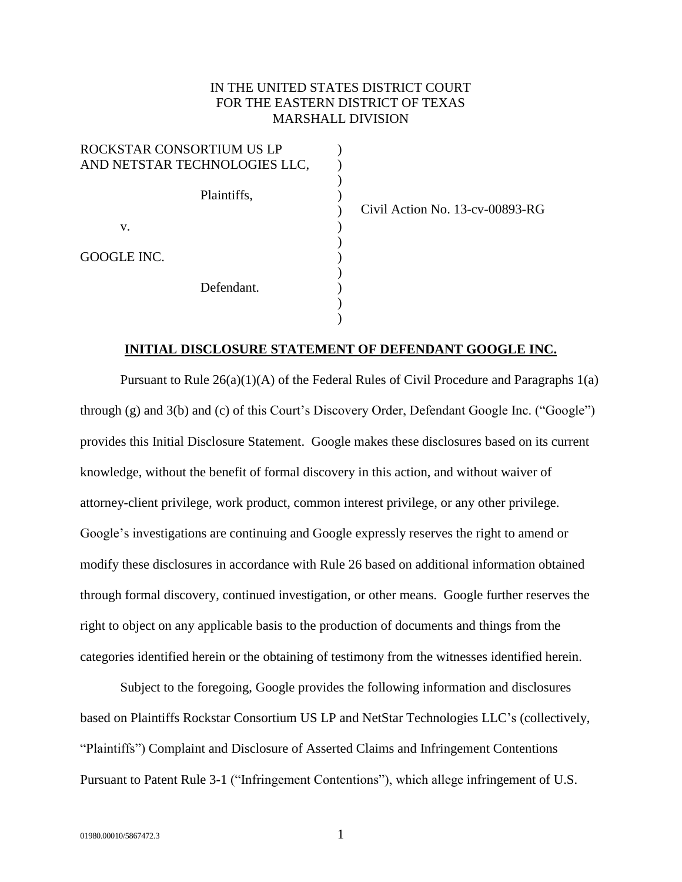IN THE UNITED STATES DISTRICT COURT
FOR THE EASTERN DISTRICT OF TEXAS
MARSHALL DIVISION

| | | |
|---|---|---|
| ROCKSTAR CONSORTIUM US LP AND NETSTAR TECHNOLOGIES LLC, | ) | |
| Plaintiffs, | ) | Civil Action No. 13-cv-00893-RG |
| v. | ) | |
| GOOGLE INC. | ) | |
| Defendant. | ) | |

**INITIAL DISCLOSURE STATEMENT OF DEFENDANT GOOGLE INC.**

Pursuant to Rule 26(a)(1)(A) of the Federal Rules of Civil Procedure and Paragraphs 1(a) through (g) and 3(b) and (c) of this Court's Discovery Order, Defendant Google Inc. ("Google") provides this Initial Disclosure Statement. Google makes these disclosures based on its current knowledge, without the benefit of formal discovery in this action, and without waiver of attorney-client privilege, work product, common interest privilege, or any other privilege. Google's investigations are continuing and Google expressly reserves the right to amend or modify these disclosures in accordance with Rule 26 based on additional information obtained through formal discovery, continued investigation, or other means. Google further reserves the right to object on any applicable basis to the production of documents and things from the categories identified herein or the obtaining of testimony from the witnesses identified herein.

Subject to the foregoing, Google provides the following information and disclosures based on Plaintiffs Rockstar Consortium US LP and NetStar Technologies LLC's (collectively, "Plaintiffs") Complaint and Disclosure of Asserted Claims and Infringement Contentions Pursuant to Patent Rule 3-1 ("Infringement Contentions"), which allege infringement of U.S.

01980.00010/5867472.3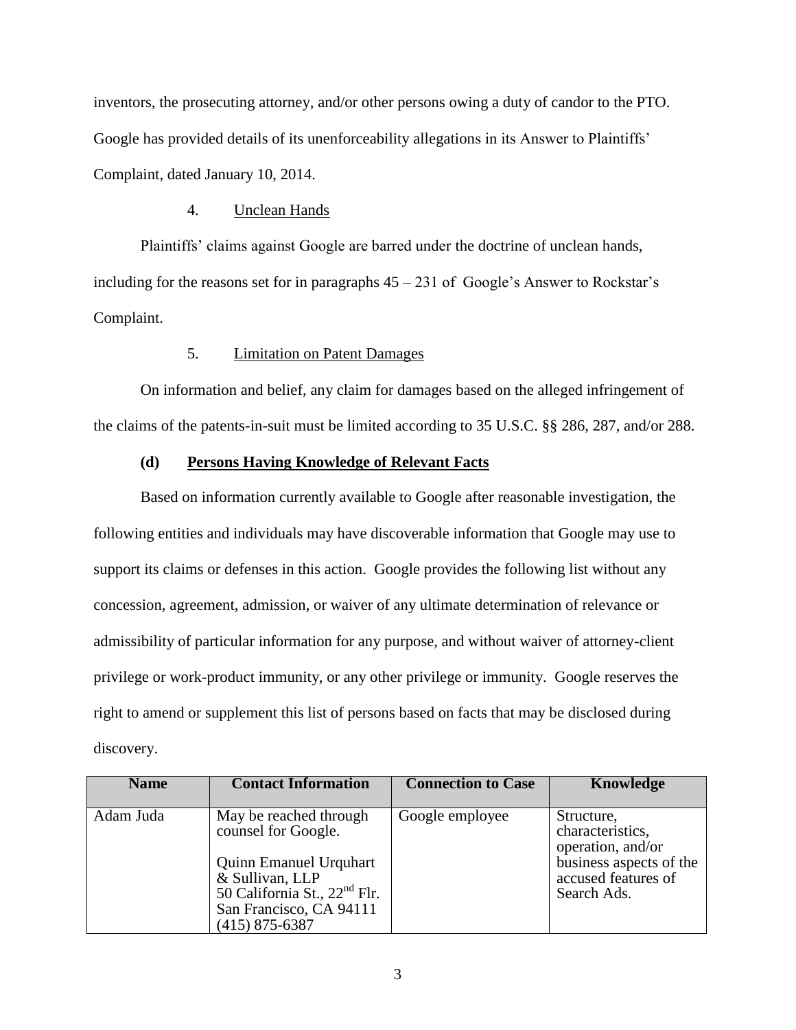inventors, the prosecuting attorney, and/or other persons owing a duty of candor to the PTO. Google has provided details of its unenforceability allegations in its Answer to Plaintiffs' Complaint, dated January 10, 2014.

4. Unclean Hands

Plaintiffs' claims against Google are barred under the doctrine of unclean hands, including for the reasons set for in paragraphs 45 – 231 of Google's Answer to Rockstar's Complaint.

5. Limitation on Patent Damages

On information and belief, any claim for damages based on the alleged infringement of the claims of the patents-in-suit must be limited according to 35 U.S.C. §§ 286, 287, and/or 288.

### (d) Persons Having Knowledge of Relevant Facts

Based on information currently available to Google after reasonable investigation, the following entities and individuals may have discoverable information that Google may use to support its claims or defenses in this action. Google provides the following list without any concession, agreement, admission, or waiver of any ultimate determination of relevance or admissibility of particular information for any purpose, and without waiver of attorney-client privilege or work-product immunity, or any other privilege or immunity. Google reserves the right to amend or supplement this list of persons based on facts that may be disclosed during discovery.

| Name | Contact Information | Connection to Case | Knowledge |
|---|---|---|---|
| Adam Juda | May be reached through counsel for Google.<br><br>Quinn Emanuel Urquhart & Sullivan, LLP<br>50 California St., 22nd Flr.<br>San Francisco, CA 94111<br>(415) 875-6387 | Google employee | Structure, characteristics, operation, and/or business aspects of the accused features of Search Ads. |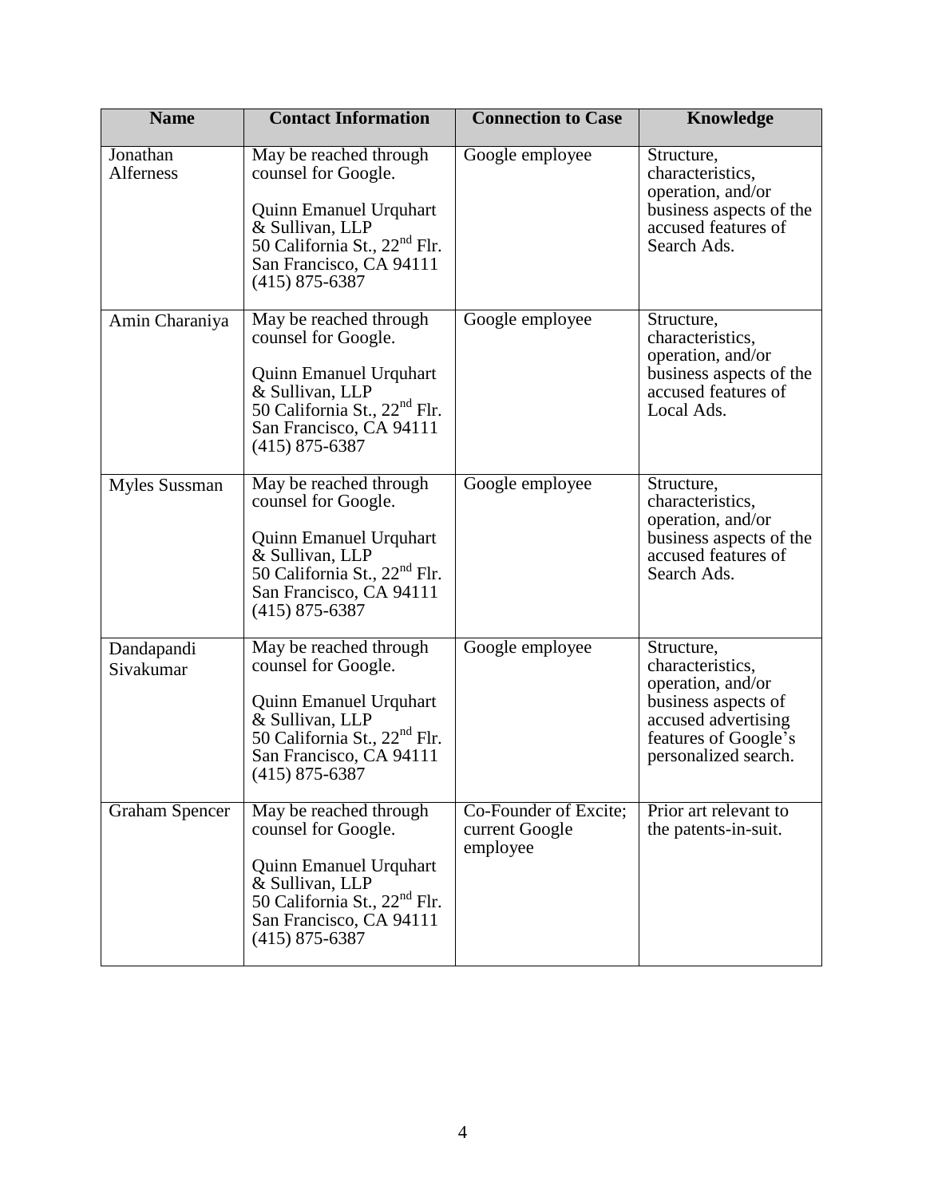| Name | Contact Information | Connection to Case | Knowledge |
|---|---|---|---|
| Jonathan Alferness | May be reached through counsel for Google. Quinn Emanuel Urquhart & Sullivan, LLP 50 California St., 22nd Flr. San Francisco, CA 94111 (415) 875-6387 | Google employee | Structure, characteristics, operation, and/or business aspects of the accused features of Search Ads. |
| Amin Charaniya | May be reached through counsel for Google. Quinn Emanuel Urquhart & Sullivan, LLP 50 California St., 22nd Flr. San Francisco, CA 94111 (415) 875-6387 | Google employee | Structure, characteristics, operation, and/or business aspects of the accused features of Local Ads. |
| Myles Sussman | May be reached through counsel for Google. Quinn Emanuel Urquhart & Sullivan, LLP 50 California St., 22nd Flr. San Francisco, CA 94111 (415) 875-6387 | Google employee | Structure, characteristics, operation, and/or business aspects of the accused features of Search Ads. |
| Dandapandi Sivakumar | May be reached through counsel for Google. Quinn Emanuel Urquhart & Sullivan, LLP 50 California St., 22nd Flr. San Francisco, CA 94111 (415) 875-6387 | Google employee | Structure, characteristics, operation, and/or business aspects of accused advertising features of Google's personalized search. |
| Graham Spencer | May be reached through counsel for Google. Quinn Emanuel Urquhart & Sullivan, LLP 50 California St., 22nd Flr. San Francisco, CA 94111 (415) 875-6387 | Co-Founder of Excite; current Google employee | Prior art relevant to the patents-in-suit. |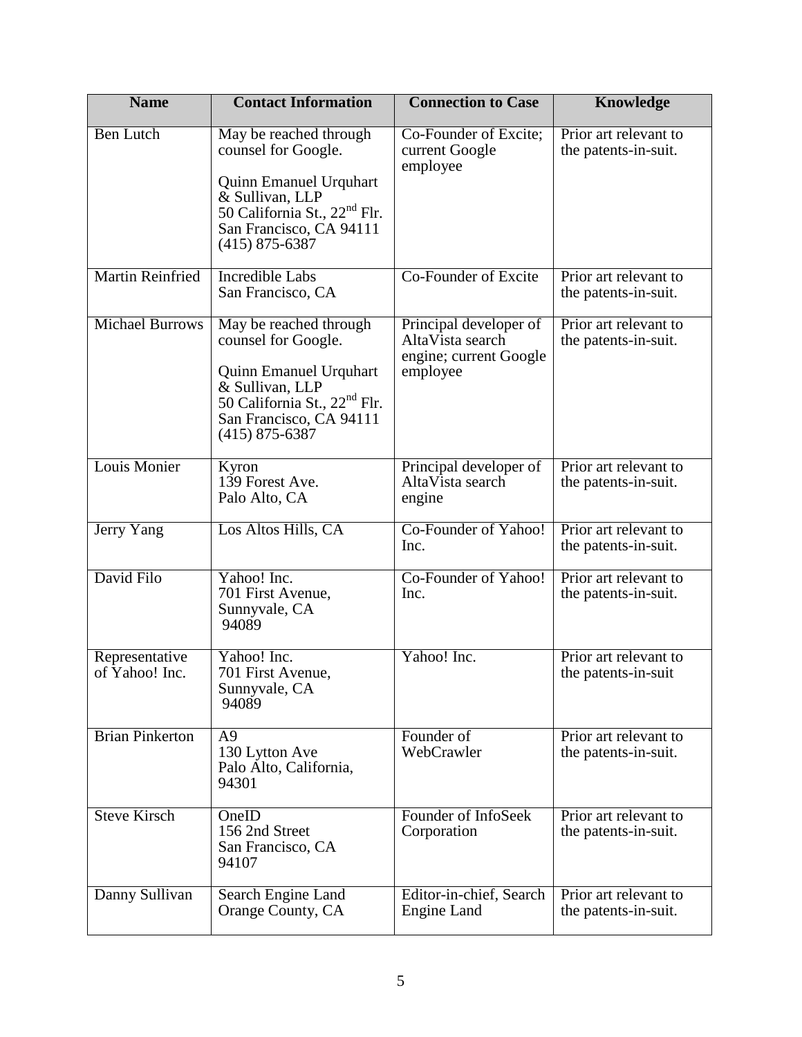| Name | Contact Information | Connection to Case | Knowledge |
|---|---|---|---|
| Ben Lutch | May be reached through counsel for Google.<br><br>Quinn Emanuel Urquhart & Sullivan, LLP<br>50 California St., 22nd Flr.<br>San Francisco, CA 94111<br>(415) 875-6387 | Co-Founder of Excite; current Google employee | Prior art relevant to the patents-in-suit. |
| Martin Reinfried | Incredible Labs<br>San Francisco, CA | Co-Founder of Excite | Prior art relevant to the patents-in-suit. |
| Michael Burrows | May be reached through counsel for Google.<br><br>Quinn Emanuel Urquhart & Sullivan, LLP<br>50 California St., 22nd Flr.<br>San Francisco, CA 94111<br>(415) 875-6387 | Principal developer of AltaVista search engine; current Google employee | Prior art relevant to the patents-in-suit. |
| Louis Monier | Kyron<br>139 Forest Ave.<br>Palo Alto, CA | Principal developer of AltaVista search engine | Prior art relevant to the patents-in-suit. |
| Jerry Yang | Los Altos Hills, CA | Co-Founder of Yahoo! Inc. | Prior art relevant to the patents-in-suit. |
| David Filo | Yahoo! Inc.<br>701 First Avenue,<br>Sunnyvale, CA<br>94089 | Co-Founder of Yahoo! Inc. | Prior art relevant to the patents-in-suit. |
| Representative of Yahoo! Inc. | Yahoo! Inc.<br>701 First Avenue,<br>Sunnyvale, CA<br>94089 | Yahoo! Inc. | Prior art relevant to the patents-in-suit |
| Brian Pinkerton | A9<br>130 Lytton Ave<br>Palo Alto, California,<br>94301 | Founder of WebCrawler | Prior art relevant to the patents-in-suit. |
| Steve Kirsch | OneID<br>156 2nd Street<br>San Francisco, CA<br>94107 | Founder of InfoSeek Corporation | Prior art relevant to the patents-in-suit. |
| Danny Sullivan | Search Engine Land<br>Orange County, CA | Editor-in-chief, Search Engine Land | Prior art relevant to the patents-in-suit. |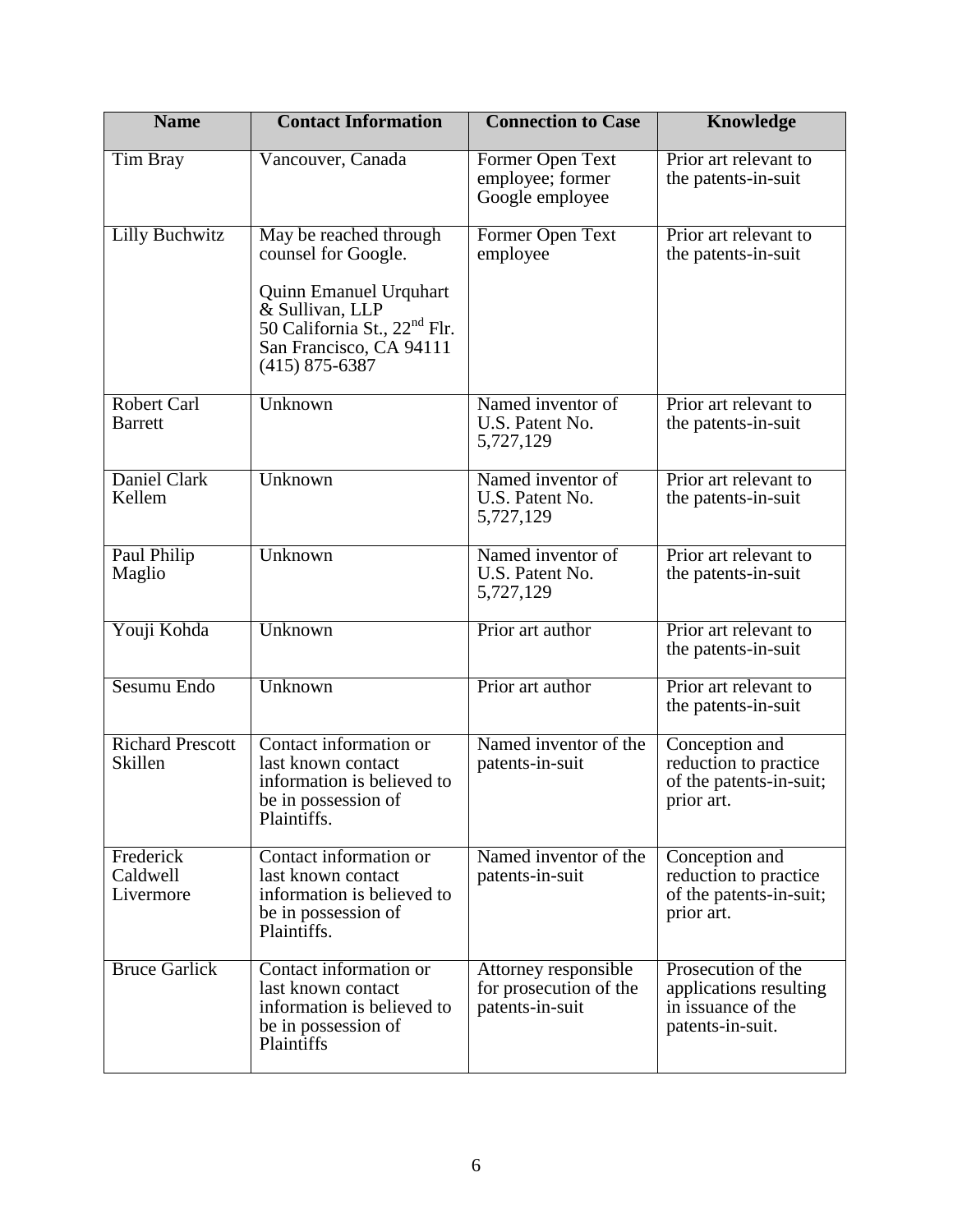| Name | Contact Information | Connection to Case | Knowledge |
|---|---|---|---|
| Tim Bray | Vancouver, Canada | Former Open Text employee; former Google employee | Prior art relevant to the patents-in-suit |
| Lilly Buchwitz | May be reached through counsel for Google.<br><br>Quinn Emanuel Urquhart & Sullivan, LLP<br>50 California St., 22nd Flr.<br>San Francisco, CA 94111<br>(415) 875-6387 | Former Open Text employee | Prior art relevant to the patents-in-suit |
| Robert Carl Barrett | Unknown | Named inventor of U.S. Patent No. 5,727,129 | Prior art relevant to the patents-in-suit |
| Daniel Clark Kellem | Unknown | Named inventor of U.S. Patent No. 5,727,129 | Prior art relevant to the patents-in-suit |
| Paul Philip Maglio | Unknown | Named inventor of U.S. Patent No. 5,727,129 | Prior art relevant to the patents-in-suit |
| Youji Kohda | Unknown | Prior art author | Prior art relevant to the patents-in-suit |
| Sesumu Endo | Unknown | Prior art author | Prior art relevant to the patents-in-suit |
| Richard Prescott Skillen | Contact information or last known contact information is believed to be in possession of Plaintiffs. | Named inventor of the patents-in-suit | Conception and reduction to practice of the patents-in-suit; prior art. |
| Frederick Caldwell Livermore | Contact information or last known contact information is believed to be in possession of Plaintiffs. | Named inventor of the patents-in-suit | Conception and reduction to practice of the patents-in-suit; prior art. |
| Bruce Garlick | Contact information or last known contact information is believed to be in possession of Plaintiffs | Attorney responsible for prosecution of the patents-in-suit | Prosecution of the applications resulting in issuance of the patents-in-suit. |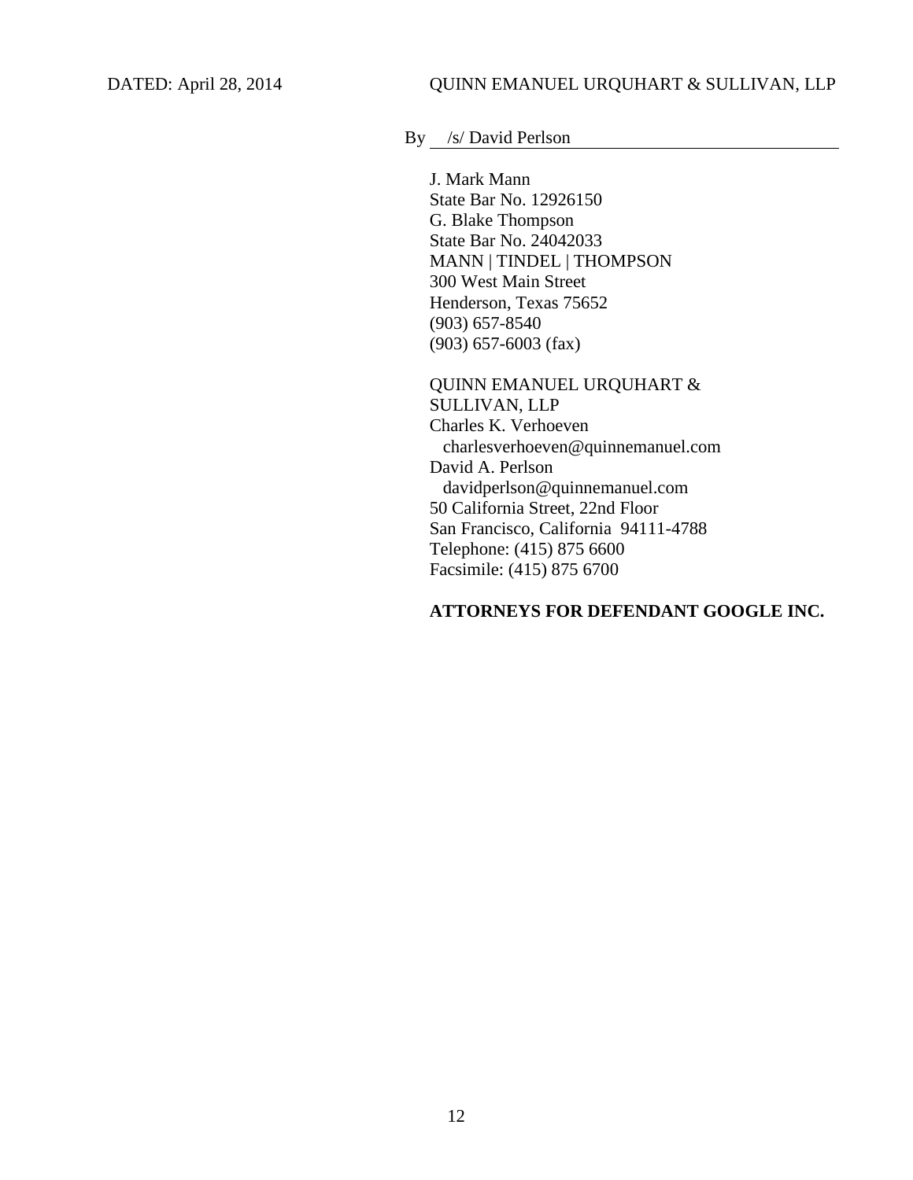DATED: April 28, 2014 QUINN EMANUEL URQUHART & SULLIVAN, LLP

By /s/ David Perlson

J. Mark Mann
State Bar No. 12926150
G. Blake Thompson
State Bar No. 24042033
MANN | TINDEL | THOMPSON
300 West Main Street
Henderson, Texas 75652
(903) 657-8540
(903) 657-6003 (fax)

QUINN EMANUEL URQUHART &
SULLIVAN, LLP
Charles K. Verhoeven
charlesverhoeven@quinnemanuel.com
David A. Perlson
davidperlson@quinnemanuel.com
50 California Street, 22nd Floor
San Francisco, California 94111-4788
Telephone: (415) 875 6600
Facsimile: (415) 875 6700

**ATTORNEYS FOR DEFENDANT GOOGLE INC.**